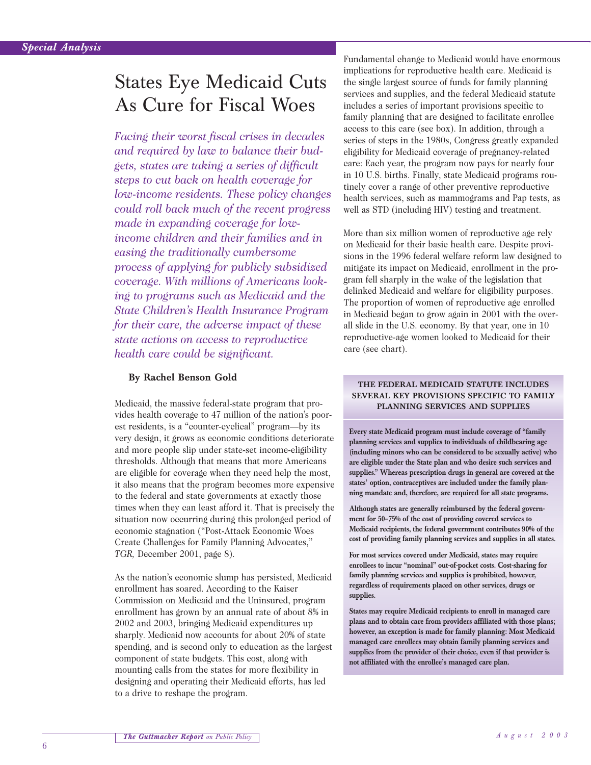*Special Analysis*

# States Eye Medicaid Cuts As Cure for Fiscal Woes

*Facing their worst fiscal crises in decades and required by law to balance their budgets, states are taking a series of difficult steps to cut back on health coverage for low-income residents. These policy changes could roll back much of the recent progress made in expanding coverage for low-income children and their families and in easing the traditionally cumbersome process of applying for publicly subsidized coverage. With millions of Americans looking to programs such as Medicaid and the State Children's Health Insurance Program for their care, the adverse impact of these state actions on access to reproductive health care could be significant.*

**By Rachel Benson Gold**

Medicaid, the massive federal-state program that provides health coverage to 47 million of the nation's poorest residents, is a "counter-cyclical" program—by its very design, it grows as economic conditions deteriorate and more people slip under state-set income-eligibility thresholds. Although that means that more Americans are eligible for coverage when they need help the most, it also means that the program becomes more expensive to the federal and state governments at exactly those times when they can least afford it. That is precisely the situation now occurring during this prolonged period of economic stagnation ("Post-Attack Economic Woes Create Challenges for Family Planning Advocates," *TGR,* December 2001, page 8).

As the nation's economic slump has persisted, Medicaid enrollment has soared. According to the Kaiser Commission on Medicaid and the Uninsured, program enrollment has grown by an annual rate of about 8% in 2002 and 2003, bringing Medicaid expenditures up sharply. Medicaid now accounts for about 20% of state spending, and is second only to education as the largest component of state budgets. This cost, along with mounting calls from the states for more flexibility in designing and operating their Medicaid efforts, has led to a drive to reshape the program.

Fundamental change to Medicaid would have enormous implications for reproductive health care. Medicaid is the single largest source of funds for family planning services and supplies, and the federal Medicaid statute includes a series of important provisions specific to family planning that are designed to facilitate enrollee access to this care (see box). In addition, through a series of steps in the 1980s, Congress greatly expanded eligibility for Medicaid coverage of pregnancy-related care: Each year, the program now pays for nearly four in 10 U.S. births. Finally, state Medicaid programs routinely cover a range of other preventive reproductive health services, such as mammograms and Pap tests, as well as STD (including HIV) testing and treatment.

More than six million women of reproductive age rely on Medicaid for their basic health care. Despite provisions in the 1996 federal welfare reform law designed to mitigate its impact on Medicaid, enrollment in the program fell sharply in the wake of the legislation that delinked Medicaid and welfare for eligibility purposes. The proportion of women of reproductive age enrolled in Medicaid began to grow again in 2001 with the overall slide in the U.S. economy. By that year, one in 10 reproductive-age women looked to Medicaid for their care (see chart).

**THE FEDERAL MEDICAID STATUTE INCLUDES SEVERAL KEY PROVISIONS SPECIFIC TO FAMILY PLANNING SERVICES AND SUPPLIES**

**Every state Medicaid program must include coverage of "family planning services and supplies to individuals of childbearing age (including minors who can be considered to be sexually active) who are eligible under the State plan and who desire such services and supplies." Whereas prescription drugs in general are covered at the states' option, contraceptives are included under the family planning mandate and, therefore, are required for all state programs.**

**Although states are generally reimbursed by the federal government for 50–75% of the cost of providing covered services to Medicaid recipients, the federal government contributes 90% of the cost of providing family planning services and supplies in all states.**

**For most services covered under Medicaid, states may require enrollees to incur "nominal" out-of-pocket costs. Cost-sharing for family planning services and supplies is prohibited, however, regardless of requirements placed on other services, drugs or supplies.**

**States may require Medicaid recipients to enroll in managed care plans and to obtain care from providers affiliated with those plans; however, an exception is made for family planning: Most Medicaid managed care enrollees may obtain family planning services and supplies from the provider of their choice, even if that provider is not affiliated with the enrollee's managed care plan.**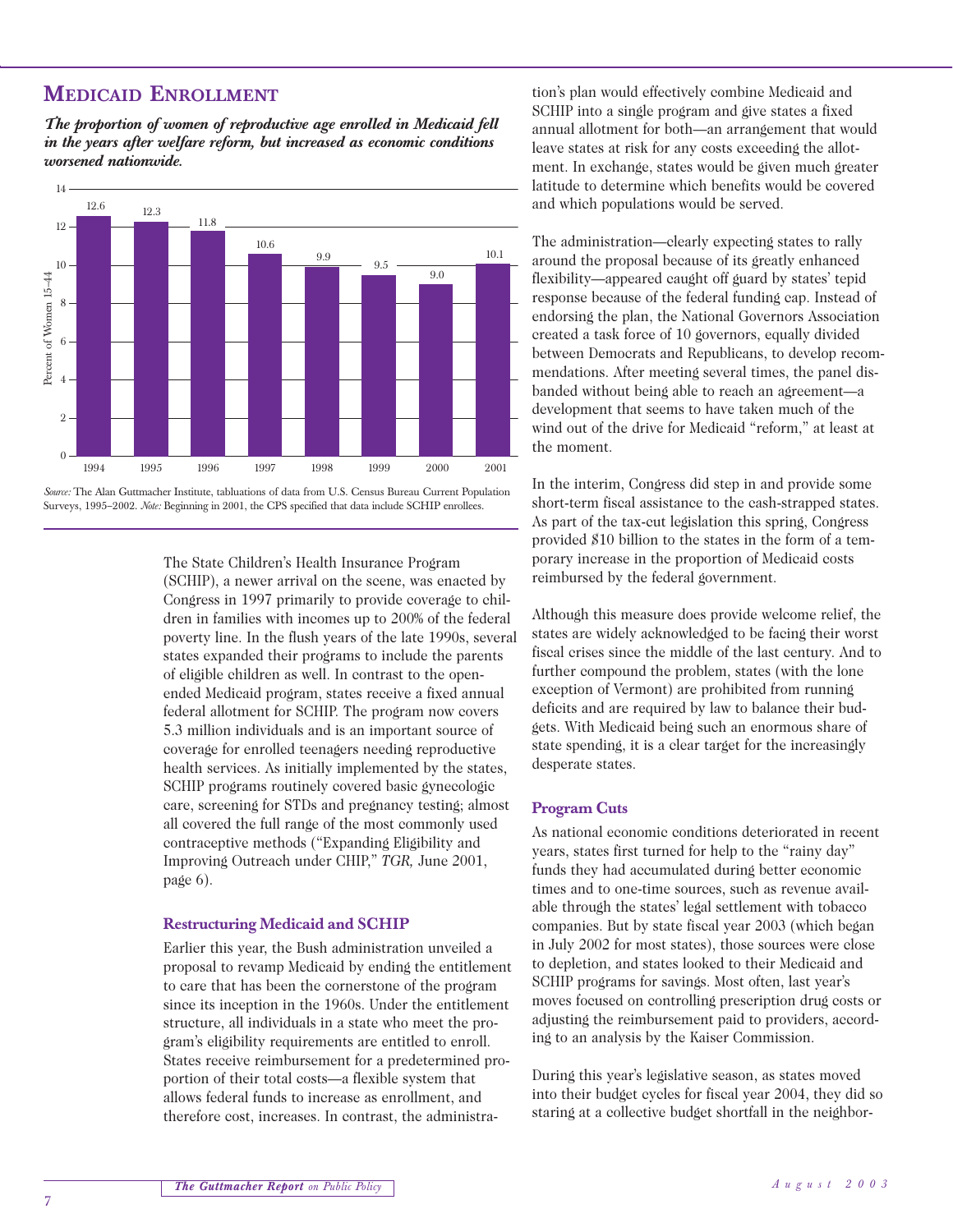## Medicaid Enrollment

***The proportion of women of reproductive age enrolled in Medicaid fell in the years after welfare reform, but increased as economic conditions worsened nationwide.***

| Year | Percent of Women 15–44 |
|---|---|
| 1994 | 12.6 |
| 1995 | 12.3 |
| 1996 | 11.8 |
| 1997 | 10.6 |
| 1998 | 9.9 |
| 1999 | 9.5 |
| 2000 | 9.0 |
| 2001 | 10.1 |

*Source:* The Alan Guttmacher Institute, tabluations of data from U.S. Census Bureau Current Population Surveys, 1995–2002. *Note:* Beginning in 2001, the CPS specified that data include SCHIP enrollees.

The State Children's Health Insurance Program (SCHIP), a newer arrival on the scene, was enacted by Congress in 1997 primarily to provide coverage to children in families with incomes up to 200% of the federal poverty line. In the flush years of the late 1990s, several states expanded their programs to include the parents of eligible children as well. In contrast to the open-ended Medicaid program, states receive a fixed annual federal allotment for SCHIP. The program now covers 5.3 million individuals and is an important source of coverage for enrolled teenagers needing reproductive health services. As initially implemented by the states, SCHIP programs routinely covered basic gynecologic care, screening for STDs and pregnancy testing; almost all covered the full range of the most commonly used contraceptive methods ("Expanding Eligibility and Improving Outreach under CHIP," *TGR,* June 2001, page 6).

### Restructuring Medicaid and SCHIP

Earlier this year, the Bush administration unveiled a proposal to revamp Medicaid by ending the entitlement to care that has been the cornerstone of the program since its inception in the 1960s. Under the entitlement structure, all individuals in a state who meet the program's eligibility requirements are entitled to enroll. States receive reimbursement for a predetermined proportion of their total costs—a flexible system that allows federal funds to increase as enrollment, and therefore cost, increases. In contrast, the administration's plan would effectively combine Medicaid and SCHIP into a single program and give states a fixed annual allotment for both—an arrangement that would leave states at risk for any costs exceeding the allotment. In exchange, states would be given much greater latitude to determine which benefits would be covered and which populations would be served.

The administration—clearly expecting states to rally around the proposal because of its greatly enhanced flexibility—appeared caught off guard by states' tepid response because of the federal funding cap. Instead of endorsing the plan, the National Governors Association created a task force of 10 governors, equally divided between Democrats and Republicans, to develop recommendations. After meeting several times, the panel disbanded without being able to reach an agreement—a development that seems to have taken much of the wind out of the drive for Medicaid "reform," at least at the moment.

In the interim, Congress did step in and provide some short-term fiscal assistance to the cash-strapped states. As part of the tax-cut legislation this spring, Congress provided $10 billion to the states in the form of a temporary increase in the proportion of Medicaid costs reimbursed by the federal government.

Although this measure does provide welcome relief, the states are widely acknowledged to be facing their worst fiscal crises since the middle of the last century. And to further compound the problem, states (with the lone exception of Vermont) are prohibited from running deficits and are required by law to balance their budgets. With Medicaid being such an enormous share of state spending, it is a clear target for the increasingly desperate states.

### Program Cuts

As national economic conditions deteriorated in recent years, states first turned for help to the "rainy day" funds they had accumulated during better economic times and to one-time sources, such as revenue available through the states' legal settlement with tobacco companies. But by state fiscal year 2003 (which began in July 2002 for most states), those sources were close to depletion, and states looked to their Medicaid and SCHIP programs for savings. Most often, last year's moves focused on controlling prescription drug costs or adjusting the reimbursement paid to providers, according to an analysis by the Kaiser Commission.

During this year's legislative season, as states moved into their budget cycles for fiscal year 2004, they did so staring at a collective budget shortfall in the neighbor-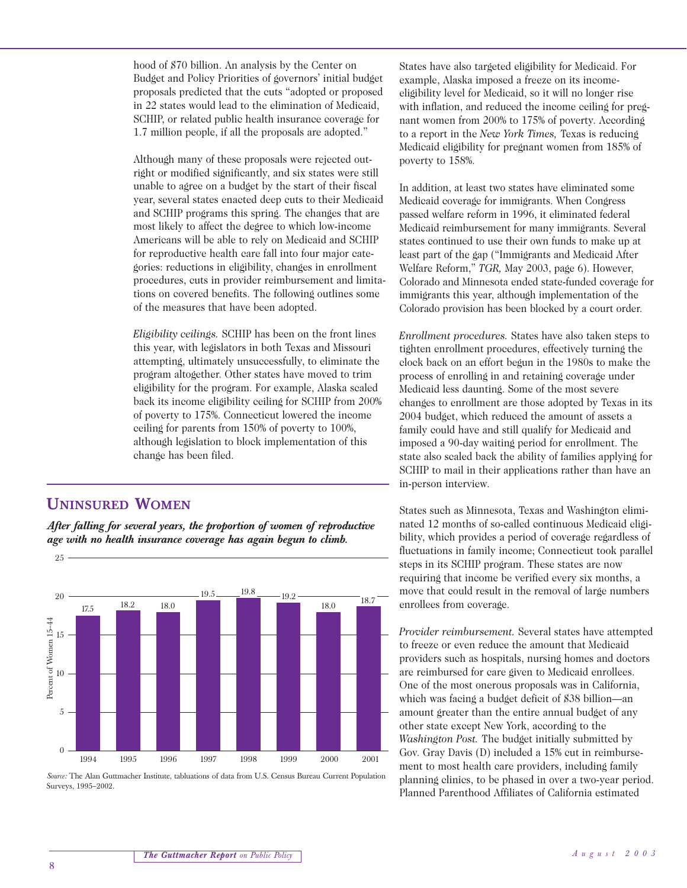hood of $70 billion. An analysis by the Center on Budget and Policy Priorities of governors' initial budget proposals predicted that the cuts "adopted or proposed in 22 states would lead to the elimination of Medicaid, SCHIP, or related public health insurance coverage for 1.7 million people, if all the proposals are adopted."

Although many of these proposals were rejected outright or modified significantly, and six states were still unable to agree on a budget by the start of their fiscal year, several states enacted deep cuts to their Medicaid and SCHIP programs this spring. The changes that are most likely to affect the degree to which low-income Americans will be able to rely on Medicaid and SCHIP for reproductive health care fall into four major categories: reductions in eligibility, changes in enrollment procedures, cuts in provider reimbursement and limitations on covered benefits. The following outlines some of the measures that have been adopted.

*Eligibility ceilings.* SCHIP has been on the front lines this year, with legislators in both Texas and Missouri attempting, ultimately unsuccessfully, to eliminate the program altogether. Other states have moved to trim eligibility for the program. For example, Alaska scaled back its income eligibility ceiling for SCHIP from 200% of poverty to 175%. Connecticut lowered the income ceiling for parents from 150% of poverty to 100%, although legislation to block implementation of this change has been filed.

## Uninsured Women

***After falling for several years, the proportion of women of reproductive age with no health insurance coverage has again begun to climb.***

| Year | Percent of Women 15–44 |
|---|---|
| 1994 | 17.5 |
| 1995 | 18.2 |
| 1996 | 18.0 |
| 1997 | 19.5 |
| 1998 | 19.8 |
| 1999 | 19.2 |
| 2000 | 18.0 |
| 2001 | 18.7 |

*Source:* The Alan Guttmacher Institute, tabluations of data from U.S. Census Bureau Current Population Surveys, 1995–2002.

States have also targeted eligibility for Medicaid. For example, Alaska imposed a freeze on its income-eligibility level for Medicaid, so it will no longer rise with inflation, and reduced the income ceiling for pregnant women from 200% to 175% of poverty. According to a report in the *New York Times,* Texas is reducing Medicaid eligibility for pregnant women from 185% of poverty to 158%.

In addition, at least two states have eliminated some Medicaid coverage for immigrants. When Congress passed welfare reform in 1996, it eliminated federal Medicaid reimbursement for many immigrants. Several states continued to use their own funds to make up at least part of the gap ("Immigrants and Medicaid After Welfare Reform," *TGR,* May 2003, page 6). However, Colorado and Minnesota ended state-funded coverage for immigrants this year, although implementation of the Colorado provision has been blocked by a court order.

*Enrollment procedures.* States have also taken steps to tighten enrollment procedures, effectively turning the clock back on an effort begun in the 1980s to make the process of enrolling in and retaining coverage under Medicaid less daunting. Some of the most severe changes to enrollment are those adopted by Texas in its 2004 budget, which reduced the amount of assets a family could have and still qualify for Medicaid and imposed a 90-day waiting period for enrollment. The state also scaled back the ability of families applying for SCHIP to mail in their applications rather than have an in-person interview.

States such as Minnesota, Texas and Washington eliminated 12 months of so-called continuous Medicaid eligibility, which provides a period of coverage regardless of fluctuations in family income; Connecticut took parallel steps in its SCHIP program. These states are now requiring that income be verified every six months, a move that could result in the removal of large numbers enrollees from coverage.

*Provider reimbursement.* Several states have attempted to freeze or even reduce the amount that Medicaid providers such as hospitals, nursing homes and doctors are reimbursed for care given to Medicaid enrollees. One of the most onerous proposals was in California, which was facing a budget deficit of $38 billion—an amount greater than the entire annual budget of any other state except New York, according to the *Washington Post.* The budget initially submitted by Gov. Gray Davis (D) included a 15% cut in reimbursement to most health care providers, including family planning clinics, to be phased in over a two-year period. Planned Parenthood Affiliates of California estimated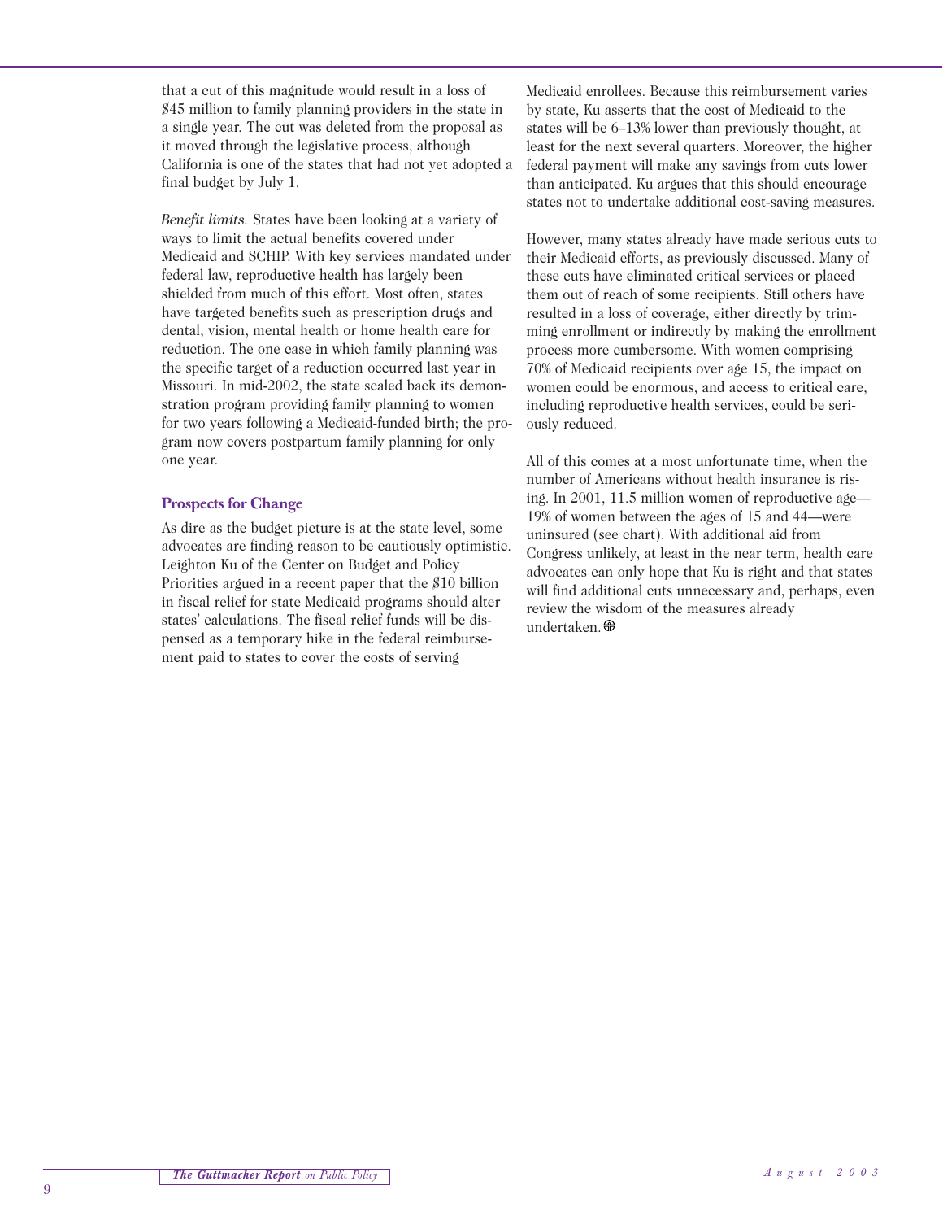that a cut of this magnitude would result in a loss of $45 million to family planning providers in the state in a single year. The cut was deleted from the proposal as it moved through the legislative process, although California is one of the states that had not yet adopted a final budget by July 1.

*Benefit limits.* States have been looking at a variety of ways to limit the actual benefits covered under Medicaid and SCHIP. With key services mandated under federal law, reproductive health has largely been shielded from much of this effort. Most often, states have targeted benefits such as prescription drugs and dental, vision, mental health or home health care for reduction. The one case in which family planning was the specific target of a reduction occurred last year in Missouri. In mid-2002, the state scaled back its demonstration program providing family planning to women for two years following a Medicaid-funded birth; the program now covers postpartum family planning for only one year.

### Prospects for Change

As dire as the budget picture is at the state level, some advocates are finding reason to be cautiously optimistic. Leighton Ku of the Center on Budget and Policy Priorities argued in a recent paper that the $10 billion in fiscal relief for state Medicaid programs should alter states' calculations. The fiscal relief funds will be dispensed as a temporary hike in the federal reimbursement paid to states to cover the costs of serving Medicaid enrollees. Because this reimbursement varies by state, Ku asserts that the cost of Medicaid to the states will be 6–13% lower than previously thought, at least for the next several quarters. Moreover, the higher federal payment will make any savings from cuts lower than anticipated. Ku argues that this should encourage states not to undertake additional cost-saving measures.

However, many states already have made serious cuts to their Medicaid efforts, as previously discussed. Many of these cuts have eliminated critical services or placed them out of reach of some recipients. Still others have resulted in a loss of coverage, either directly by trimming enrollment or indirectly by making the enrollment process more cumbersome. With women comprising 70% of Medicaid recipients over age 15, the impact on women could be enormous, and access to critical care, including reproductive health services, could be seriously reduced.

All of this comes at a most unfortunate time, when the number of Americans without health insurance is rising. In 2001, 11.5 million women of reproductive age—19% of women between the ages of 15 and 44—were uninsured (see chart). With additional aid from Congress unlikely, at least in the near term, health care advocates can only hope that Ku is right and that states will find additional cuts unnecessary and, perhaps, even review the wisdom of the measures already undertaken.